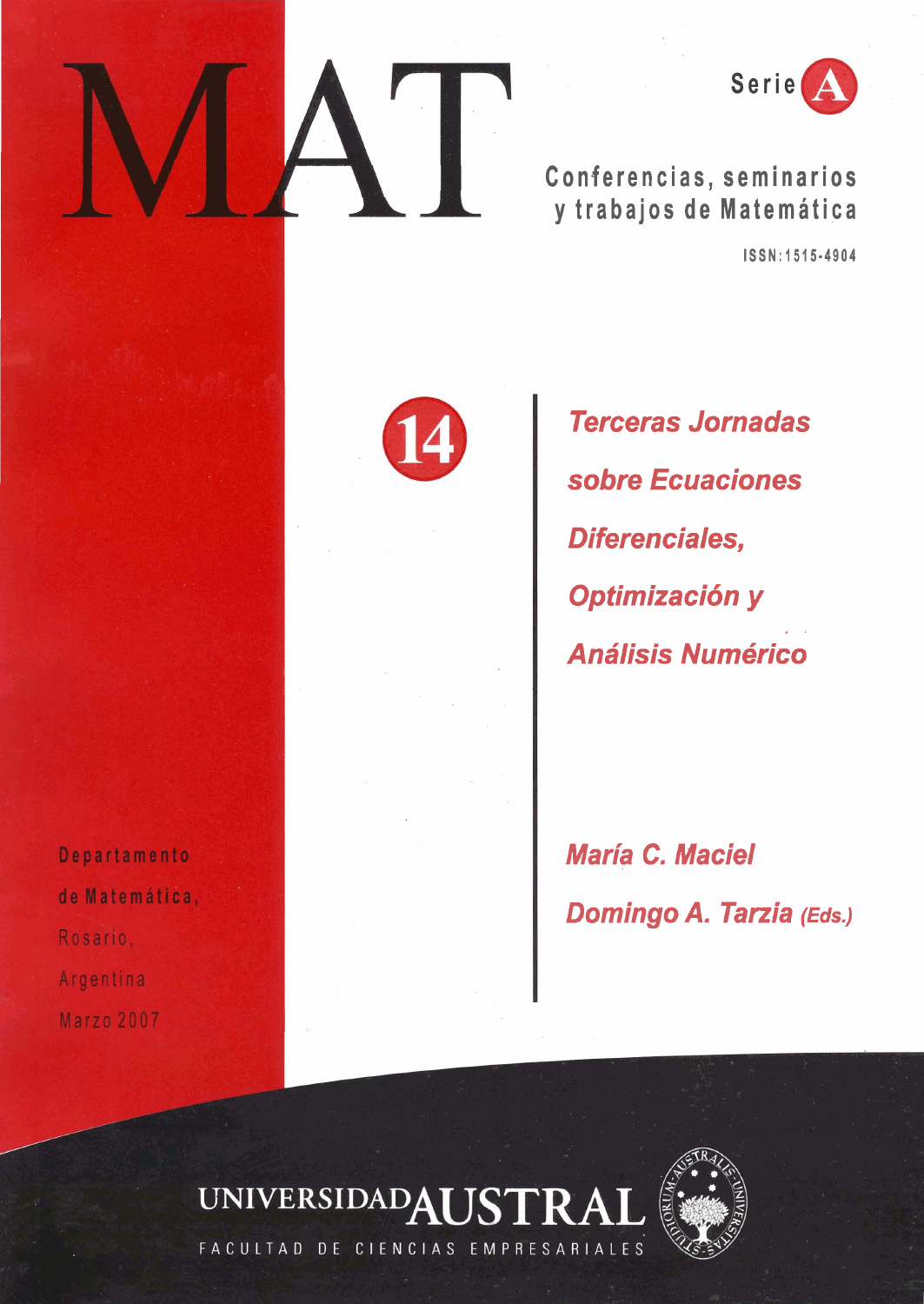# MAT

**Serie A**

Conferencias, seminarios y trabajos de Matemática

ISSN:1515-4904

**14**

## *Terceras Jornadas sobre Ecuaciones Diferenciales, Optimización y Análisis Numérico*

***María C. Maciel***

***Domingo A. Tarzia** (Eds.)*

Departamento de Matemática,
Rosario,
Argentina
Marzo 2007

UNIVERSIDAD AUSTRAL
FACULTAD DE CIENCIAS EMPRESARIALES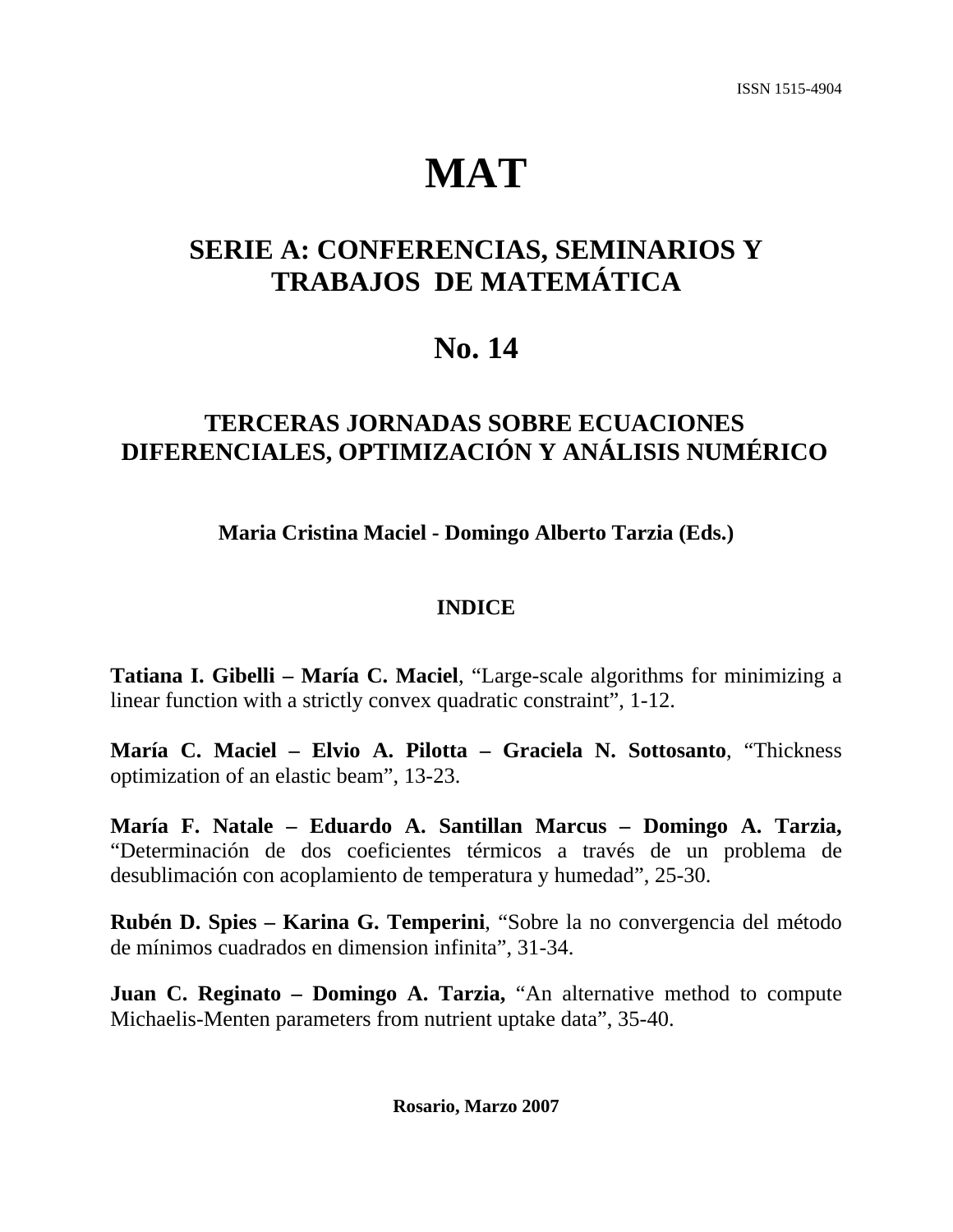ISSN 1515-4904

# MAT

## SERIE A: CONFERENCIAS, SEMINARIOS Y TRABAJOS DE MATEMÁTICA

## No. 14

### TERCERAS JORNADAS SOBRE ECUACIONES DIFERENCIALES, OPTIMIZACIÓN Y ANÁLISIS NUMÉRICO

**Maria Cristina Maciel - Domingo Alberto Tarzia (Eds.)**

**INDICE**

**Tatiana I. Gibelli – María C. Maciel**, "Large-scale algorithms for minimizing a linear function with a strictly convex quadratic constraint", 1-12.

**María C. Maciel – Elvio A. Pilotta – Graciela N. Sottosanto**, "Thickness optimization of an elastic beam", 13-23.

**María F. Natale – Eduardo A. Santillan Marcus – Domingo A. Tarzia,** "Determinación de dos coeficientes térmicos a través de un problema de desublimación con acoplamiento de temperatura y humedad", 25-30.

**Rubén D. Spies – Karina G. Temperini**, "Sobre la no convergencia del método de mínimos cuadrados en dimension infinita", 31-34.

**Juan C. Reginato – Domingo A. Tarzia,** "An alternative method to compute Michaelis-Menten parameters from nutrient uptake data", 35-40.

**Rosario, Marzo 2007**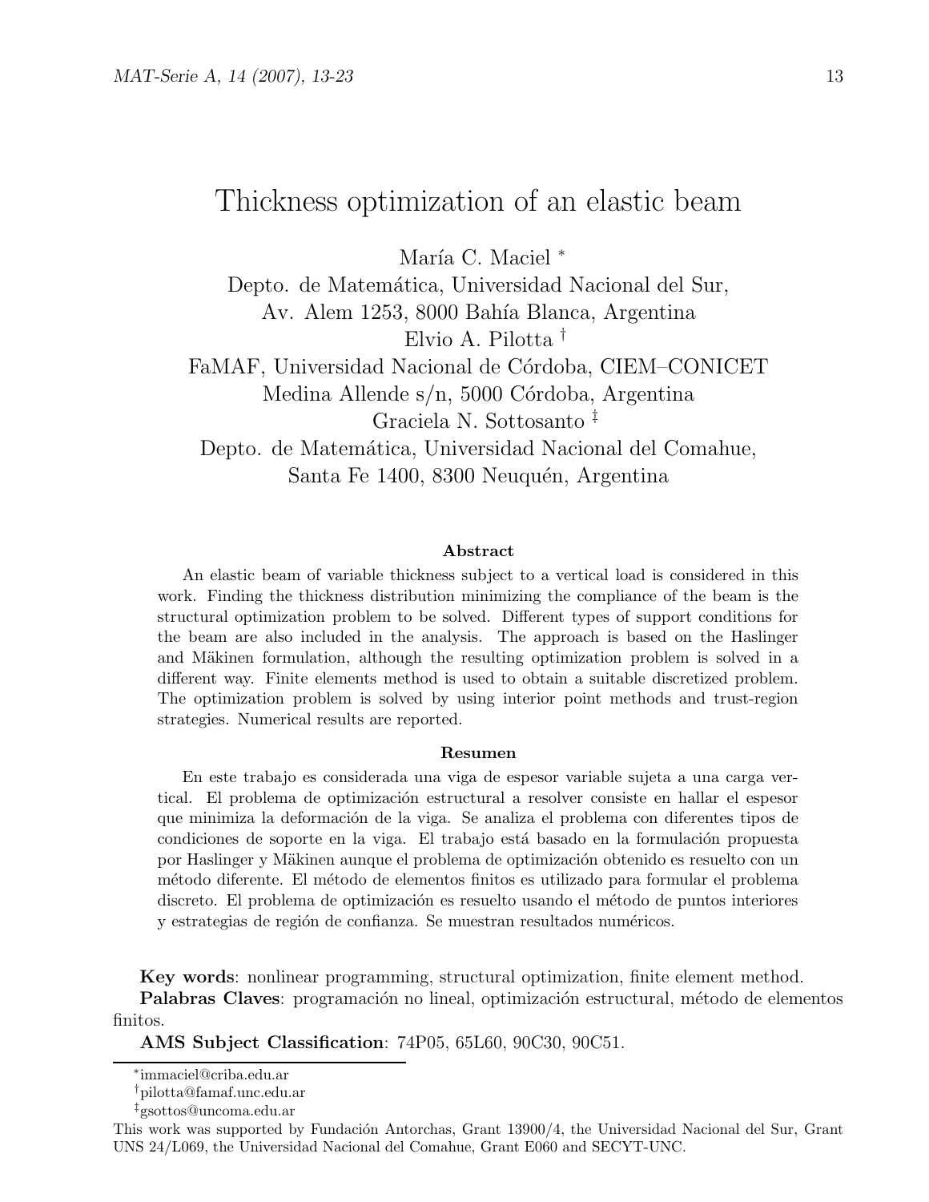# Thickness optimization of an elastic beam

María C. Maciel [*]
Depto. de Matemática, Universidad Nacional del Sur,
Av. Alem 1253, 8000 Bahía Blanca, Argentina
Elvio A. Pilotta [†]
FaMAF, Universidad Nacional de Córdoba, CIEM–CONICET
Medina Allende s/n, 5000 Córdoba, Argentina
Graciela N. Sottosanto [‡]
Depto. de Matemática, Universidad Nacional del Comahue,
Santa Fe 1400, 8300 Neuquén, Argentina

### Abstract

An elastic beam of variable thickness subject to a vertical load is considered in this work. Finding the thickness distribution minimizing the compliance of the beam is the structural optimization problem to be solved. Different types of support conditions for the beam are also included in the analysis. The approach is based on the Haslinger and Mäkinen formulation, although the resulting optimization problem is solved in a different way. Finite elements method is used to obtain a suitable discretized problem. The optimization problem is solved by using interior point methods and trust-region strategies. Numerical results are reported.

### Resumen

En este trabajo es considerada una viga de espesor variable sujeta a una carga vertical. El problema de optimización estructural a resolver consiste en hallar el espesor que minimiza la deformación de la viga. Se analiza el problema con diferentes tipos de condiciones de soporte en la viga. El trabajo está basado en la formulación propuesta por Haslinger y Mäkinen aunque el problema de optimización obtenido es resuelto con un método diferente. El método de elementos finitos es utilizado para formular el problema discreto. El problema de optimización es resuelto usando el método de puntos interiores y estrategias de región de confianza. Se muestran resultados numéricos.

**Key words**: nonlinear programming, structural optimization, finite element method.
**Palabras Claves**: programación no lineal, optimización estructural, método de elementos finitos.
**AMS Subject Classification**: 74P05, 65L60, 90C30, 90C51.

---

[*] immaciel@criba.edu.ar
[†] pilotta@famaf.unc.edu.ar
[‡] gsottos@uncoma.edu.ar

This work was supported by Fundación Antorchas, Grant 13900/4, the Universidad Nacional del Sur, Grant UNS 24/L069, the Universidad Nacional del Comahue, Grant E060 and SECYT-UNC.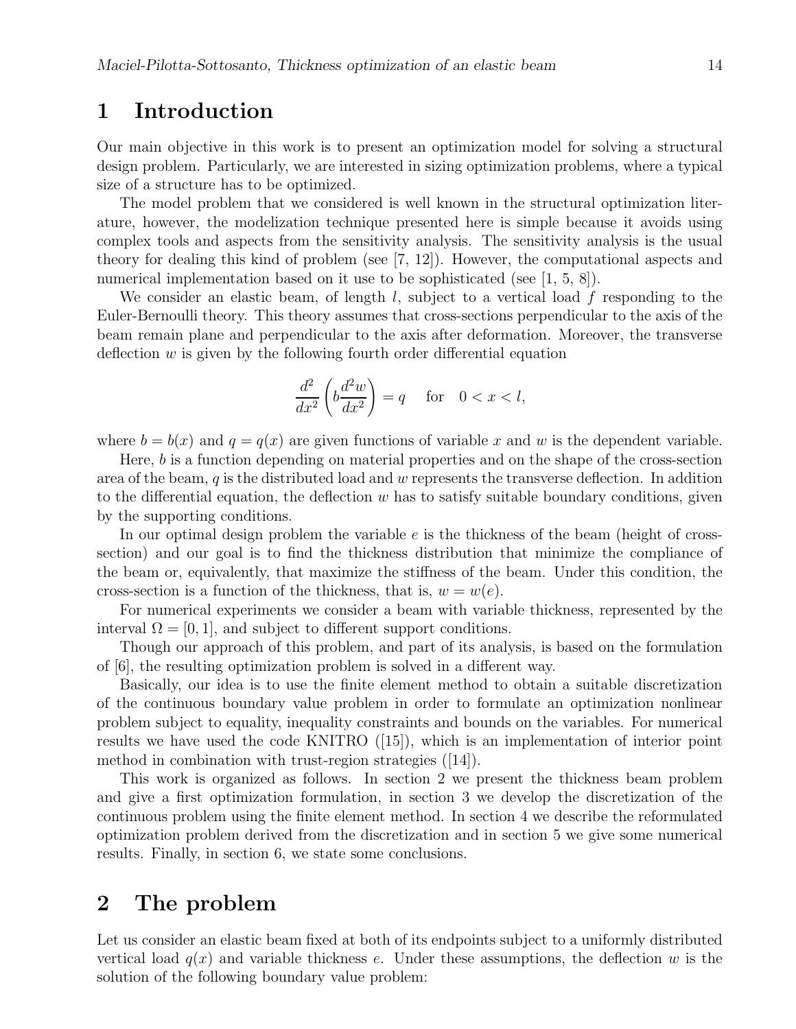# 1 Introduction

Our main objective in this work is to present an optimization model for solving a structural design problem. Particularly, we are interested in sizing optimization problems, where a typical size of a structure has to be optimized.

The model problem that we considered is well known in the structural optimization literature, however, the modelization technique presented here is simple because it avoids using complex tools and aspects from the sensitivity analysis. The sensitivity analysis is the usual theory for dealing this kind of problem (see [7, 12]). However, the computational aspects and numerical implementation based on it use to be sophisticated (see [1, 5, 8]).

We consider an elastic beam, of length $l$, subject to a vertical load $f$ responding to the Euler-Bernoulli theory. This theory assumes that cross-sections perpendicular to the axis of the beam remain plane and perpendicular to the axis after deformation. Moreover, the transverse deflection $w$ is given by the following fourth order differential equation

$$\frac{d^2}{dx^2}\left(b\frac{d^2w}{dx^2}\right) = q \quad \text{for} \quad 0 < x < l,$$

where $b = b(x)$ and $q = q(x)$ are given functions of variable $x$ and $w$ is the dependent variable.

Here, $b$ is a function depending on material properties and on the shape of the cross-section area of the beam, $q$ is the distributed load and $w$ represents the transverse deflection. In addition to the differential equation, the deflection $w$ has to satisfy suitable boundary conditions, given by the supporting conditions.

In our optimal design problem the variable $e$ is the thickness of the beam (height of cross-section) and our goal is to find the thickness distribution that minimize the compliance of the beam or, equivalently, that maximize the stiffness of the beam. Under this condition, the cross-section is a function of the thickness, that is, $w = w(e)$.

For numerical experiments we consider a beam with variable thickness, represented by the interval $\Omega = [0, 1]$, and subject to different support conditions.

Though our approach of this problem, and part of its analysis, is based on the formulation of [6], the resulting optimization problem is solved in a different way.

Basically, our idea is to use the finite element method to obtain a suitable discretization of the continuous boundary value problem in order to formulate an optimization nonlinear problem subject to equality, inequality constraints and bounds on the variables. For numerical results we have used the code KNITRO ([15]), which is an implementation of interior point method in combination with trust-region strategies ([14]).

This work is organized as follows. In section 2 we present the thickness beam problem and give a first optimization formulation, in section 3 we develop the discretization of the continuous problem using the finite element method. In section 4 we describe the reformulated optimization problem derived from the discretization and in section 5 we give some numerical results. Finally, in section 6, we state some conclusions.

# 2 The problem

Let us consider an elastic beam fixed at both of its endpoints subject to a uniformly distributed vertical load $q(x)$ and variable thickness $e$. Under these assumptions, the deflection $w$ is the solution of the following boundary value problem: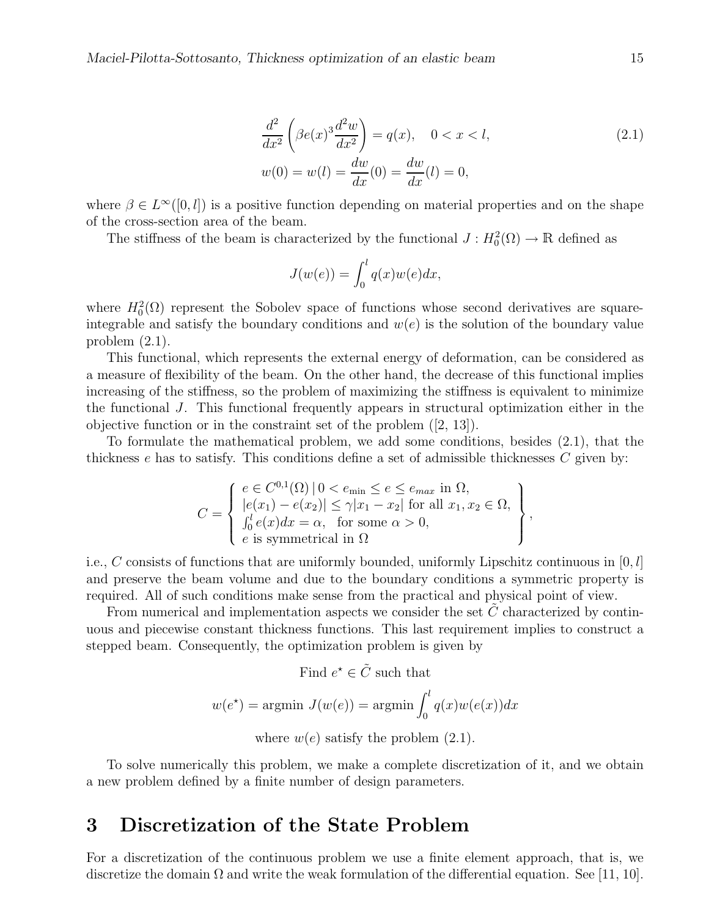$$\frac{d^2}{dx^2}\left(\beta e(x)^3 \frac{d^2 w}{dx^2}\right) = q(x), \quad 0 < x < l, \tag{2.1}$$
$$w(0) = w(l) = \frac{dw}{dx}(0) = \frac{dw}{dx}(l) = 0,$$

where $\beta \in L^\infty([0,l])$ is a positive function depending on material properties and on the shape of the cross-section area of the beam.

The stiffness of the beam is characterized by the functional $J : H_0^2(\Omega) \to \mathbb{R}$ defined as

$$J(w(e)) = \int_0^l q(x) w(e) dx,$$

where $H_0^2(\Omega)$ represent the Sobolev space of functions whose second derivatives are square-integrable and satisfy the boundary conditions and $w(e)$ is the solution of the boundary value problem (2.1).

This functional, which represents the external energy of deformation, can be considered as a measure of flexibility of the beam. On the other hand, the decrease of this functional implies increasing of the stiffness, so the problem of maximizing the stiffness is equivalent to minimize the functional $J$. This functional frequently appears in structural optimization either in the objective function or in the constraint set of the problem ([2, 13]).

To formulate the mathematical problem, we add some conditions, besides (2.1), that the thickness $e$ has to satisfy. This conditions define a set of admissible thicknesses $C$ given by:

$$C = \left\{ \begin{array}{l} e \in C^{0,1}(\Omega) \,|\, 0 < e_{\min} \le e \le e_{max} \text{ in } \Omega, \\ |e(x_1) - e(x_2)| \le \gamma |x_1 - x_2| \text{ for all } x_1, x_2 \in \Omega, \\ \int_0^l e(x) dx = \alpha, \quad \text{for some } \alpha > 0, \\ e \text{ is symmetrical in } \Omega \end{array} \right\},$$

i.e., $C$ consists of functions that are uniformly bounded, uniformly Lipschitz continuous in $[0,l]$ and preserve the beam volume and due to the boundary conditions a symmetric property is required. All of such conditions make sense from the practical and physical point of view.

From numerical and implementation aspects we consider the set $\tilde{C}$ characterized by continuous and piecewise constant thickness functions. This last requirement implies to construct a stepped beam. Consequently, the optimization problem is given by

$$\text{Find } e^\star \in \tilde{C} \text{ such that}$$

$$w(e^\star) = \text{argmin } J(w(e)) = \text{argmin} \int_0^l q(x) w(e(x)) dx$$

$$\text{where } w(e) \text{ satisfy the problem (2.1).}$$

To solve numerically this problem, we make a complete discretization of it, and we obtain a new problem defined by a finite number of design parameters.

# 3 Discretization of the State Problem

For a discretization of the continuous problem we use a finite element approach, that is, we discretize the domain $\Omega$ and write the weak formulation of the differential equation. See [11, 10].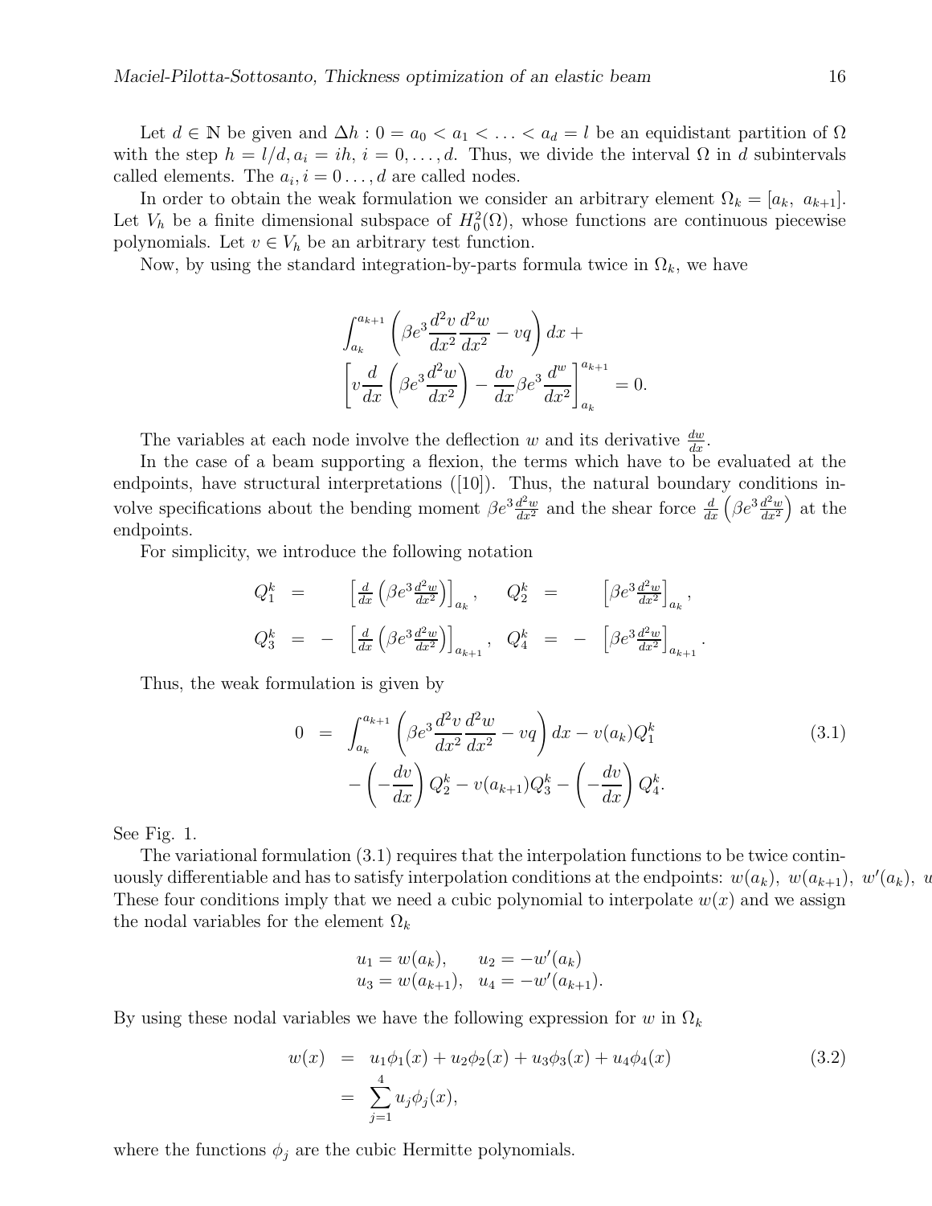Let $d \in \mathbb{N}$ be given and $\Delta h : 0 = a_0 < a_1 < \ldots < a_d = l$ be an equidistant partition of $\Omega$ with the step $h = l/d, a_i = ih, i = 0, \ldots, d$. Thus, we divide the interval $\Omega$ in $d$ subintervals called elements. The $a_i, i = 0 \ldots, d$ are called nodes.

In order to obtain the weak formulation we consider an arbitrary element $\Omega_k = [a_k,\ a_{k+1}]$. Let $V_h$ be a finite dimensional subspace of $H_0^2(\Omega)$, whose functions are continuous piecewise polynomials. Let $v \in V_h$ be an arbitrary test function.

Now, by using the standard integration-by-parts formula twice in $\Omega_k$, we have

$$\int_{a_k}^{a_{k+1}} \left( \beta e^3 \frac{d^2 v}{dx^2} \frac{d^2 w}{dx^2} - vq \right) dx + \left[ v \frac{d}{dx} \left( \beta e^3 \frac{d^2 w}{dx^2} \right) - \frac{dv}{dx} \beta e^3 \frac{d^w}{dx^2} \right]_{a_k}^{a_{k+1}} = 0.$$

The variables at each node involve the deflection $w$ and its derivative $\frac{dw}{dx}$.

In the case of a beam supporting a flexion, the terms which have to be evaluated at the endpoints, have structural interpretations ([10]). Thus, the natural boundary conditions involve specifications about the bending moment $\beta e^3 \frac{d^2 w}{dx^2}$ and the shear force $\frac{d}{dx}\left(\beta e^3 \frac{d^2 w}{dx^2}\right)$ at the endpoints.

For simplicity, we introduce the following notation

$$\begin{aligned}
Q_1^k &= \left[ \tfrac{d}{dx} \left( \beta e^3 \tfrac{d^2 w}{dx^2} \right) \right]_{a_k}, \quad & Q_2^k &= \left[ \beta e^3 \tfrac{d^2 w}{dx^2} \right]_{a_k}, \\
Q_3^k &= - \left[ \tfrac{d}{dx} \left( \beta e^3 \tfrac{d^2 w}{dx^2} \right) \right]_{a_{k+1}}, \quad & Q_4^k &= - \left[ \beta e^3 \tfrac{d^2 w}{dx^2} \right]_{a_{k+1}}.
\end{aligned}$$

Thus, the weak formulation is given by

$$\begin{aligned}
0 &= \int_{a_k}^{a_{k+1}} \left( \beta e^3 \frac{d^2 v}{dx^2} \frac{d^2 w}{dx^2} - vq \right) dx - v(a_k) Q_1^k \\
&\quad - \left( -\frac{dv}{dx} \right) Q_2^k - v(a_{k+1}) Q_3^k - \left( -\frac{dv}{dx} \right) Q_4^k.
\end{aligned} \tag{3.1}$$

See Fig. 1.

The variational formulation (3.1) requires that the interpolation functions to be twice continuously differentiable and has to satisfy interpolation conditions at the endpoints: $w(a_k),\ w(a_{k+1}),\ w'(a_k),\ w'(a_{k+1})$. These four conditions imply that we need a cubic polynomial to interpolate $w(x)$ and we assign the nodal variables for the element $\Omega_k$

$$\begin{aligned}
u_1 &= w(a_k), \quad & u_2 &= -w'(a_k) \\
u_3 &= w(a_{k+1}), \quad & u_4 &= -w'(a_{k+1}).
\end{aligned}$$

By using these nodal variables we have the following expression for $w$ in $\Omega_k$

$$\begin{aligned}
w(x) &= u_1 \phi_1(x) + u_2 \phi_2(x) + u_3 \phi_3(x) + u_4 \phi_4(x) \\
&= \sum_{j=1}^{4} u_j \phi_j(x),
\end{aligned} \tag{3.2}$$

where the functions $\phi_j$ are the cubic Hermitte polynomials.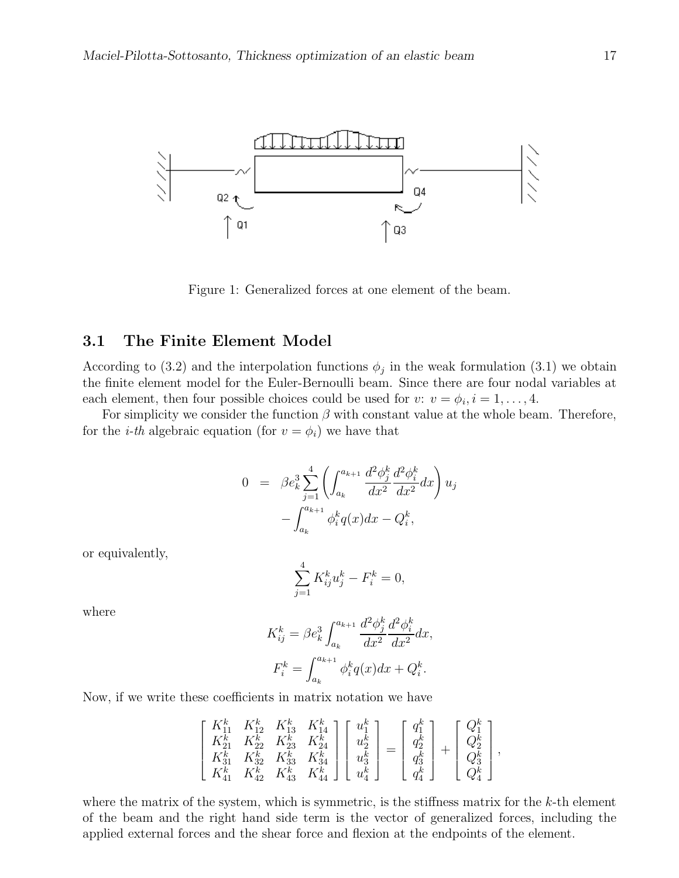Figure 1: Generalized forces at one element of the beam.

### 3.1 The Finite Element Model

According to (3.2) and the interpolation functions $\phi_j$ in the weak formulation (3.1) we obtain the finite element model for the Euler-Bernoulli beam. Since there are four nodal variables at each element, then four possible choices could be used for $v$: $v = \phi_i, i = 1, \ldots, 4$.

For simplicity we consider the function $\beta$ with constant value at the whole beam. Therefore, for the *i-th* algebraic equation (for $v = \phi_i$) we have that

$$
\begin{aligned}
0 &= \beta e_k^3 \sum_{j=1}^{4} \left( \int_{a_k}^{a_{k+1}} \frac{d^2\phi_j^k}{dx^2} \frac{d^2\phi_i^k}{dx^2} dx \right) u_j \\
&\quad - \int_{a_k}^{a_{k+1}} \phi_i^k q(x) dx - Q_i^k,
\end{aligned}
$$

or equivalently,

$$
\sum_{j=1}^{4} K_{ij}^k u_j^k - F_i^k = 0,
$$

where

$$
K_{ij}^k = \beta e_k^3 \int_{a_k}^{a_{k+1}} \frac{d^2\phi_j^k}{dx^2} \frac{d^2\phi_i^k}{dx^2} dx,
$$

$$
F_i^k = \int_{a_k}^{a_{k+1}} \phi_i^k q(x) dx + Q_i^k.
$$

Now, if we write these coefficients in matrix notation we have

$$
\begin{bmatrix}
K_{11}^k & K_{12}^k & K_{13}^k & K_{14}^k \\
K_{21}^k & K_{22}^k & K_{23}^k & K_{24}^k \\
K_{31}^k & K_{32}^k & K_{33}^k & K_{34}^k \\
K_{41}^k & K_{42}^k & K_{43}^k & K_{44}^k
\end{bmatrix}
\begin{bmatrix}
u_1^k \\ u_2^k \\ u_3^k \\ u_4^k
\end{bmatrix}
=
\begin{bmatrix}
q_1^k \\ q_2^k \\ q_3^k \\ q_4^k
\end{bmatrix}
+
\begin{bmatrix}
Q_1^k \\ Q_2^k \\ Q_3^k \\ Q_4^k
\end{bmatrix},
$$

where the matrix of the system, which is symmetric, is the stiffness matrix for the $k$-th element of the beam and the right hand side term is the vector of generalized forces, including the applied external forces and the shear force and flexion at the endpoints of the element.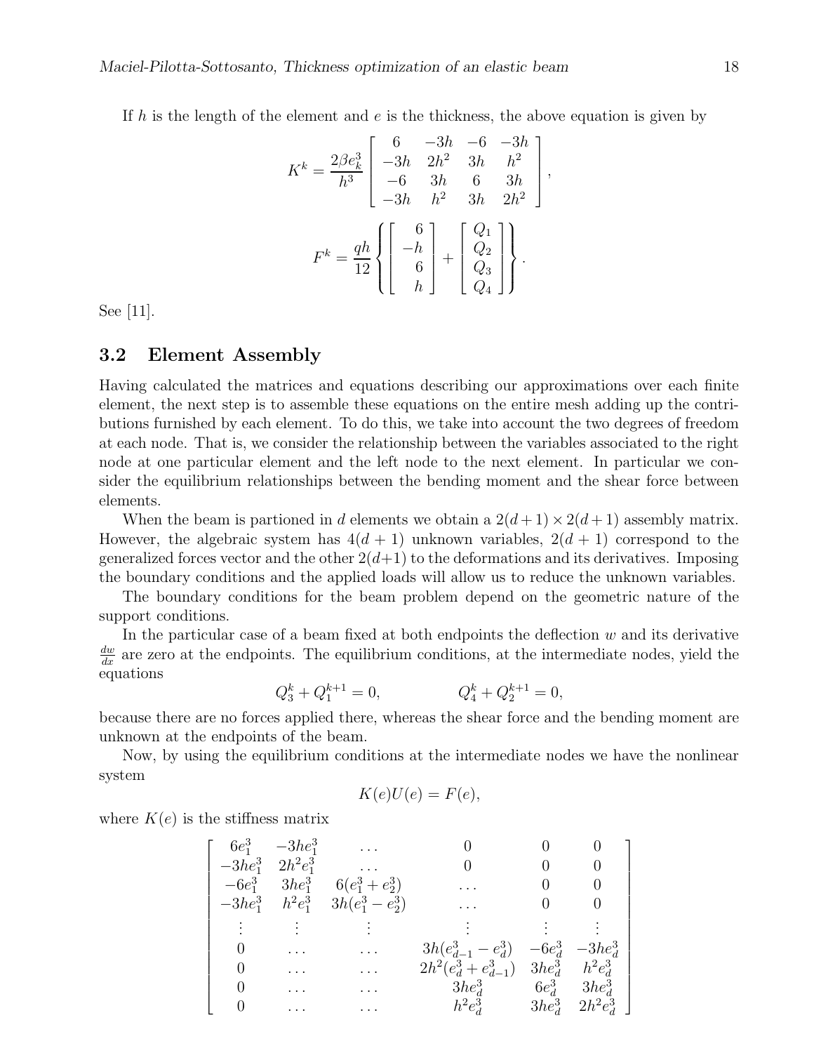If $h$ is the length of the element and $e$ is the thickness, the above equation is given by

$$K^k = \frac{2\beta e_k^3}{h^3} \begin{bmatrix} 6 & -3h & -6 & -3h \\ -3h & 2h^2 & 3h & h^2 \\ -6 & 3h & 6 & 3h \\ -3h & h^2 & 3h & 2h^2 \end{bmatrix},$$

$$F^k = \frac{qh}{12} \left\{ \begin{bmatrix} 6 \\ -h \\ 6 \\ h \end{bmatrix} + \begin{bmatrix} Q_1 \\ Q_2 \\ Q_3 \\ Q_4 \end{bmatrix} \right\}.$$

See [11].

## 3.2 Element Assembly

Having calculated the matrices and equations describing our approximations over each finite element, the next step is to assemble these equations on the entire mesh adding up the contributions furnished by each element. To do this, we take into account the two degrees of freedom at each node. That is, we consider the relationship between the variables associated to the right node at one particular element and the left node to the next element. In particular we consider the equilibrium relationships between the bending moment and the shear force between elements.

When the beam is partioned in $d$ elements we obtain a $2(d+1) \times 2(d+1)$ assembly matrix. However, the algebraic system has $4(d+1)$ unknown variables, $2(d+1)$ correspond to the generalized forces vector and the other $2(d+1)$ to the deformations and its derivatives. Imposing the boundary conditions and the applied loads will allow us to reduce the unknown variables.

The boundary conditions for the beam problem depend on the geometric nature of the support conditions.

In the particular case of a beam fixed at both endpoints the deflection $w$ and its derivative $\frac{dw}{dx}$ are zero at the endpoints. The equilibrium conditions, at the intermediate nodes, yield the equations

$$Q_3^k + Q_1^{k+1} = 0, \qquad Q_4^k + Q_2^{k+1} = 0,$$

because there are no forces applied there, whereas the shear force and the bending moment are unknown at the endpoints of the beam.

Now, by using the equilibrium conditions at the intermediate nodes we have the nonlinear system

$$K(e)U(e) = F(e),$$

where $K(e)$ is the stiffness matrix

$$\begin{bmatrix} 6e_1^3 & -3he_1^3 & \dots & 0 & 0 & 0 \\ -3he_1^3 & 2h^2e_1^3 & \dots & 0 & 0 & 0 \\ -6e_1^3 & 3he_1^3 & 6(e_1^3+e_2^3) & \dots & 0 & 0 \\ -3he_1^3 & h^2e_1^3 & 3h(e_1^3-e_2^3) & \dots & 0 & 0 \\ \vdots & \vdots & \vdots & \vdots & \vdots & \vdots \\ 0 & \dots & \dots & 3h(e_{d-1}^3-e_d^3) & -6e_d^3 & -3he_d^3 \\ 0 & \dots & \dots & 2h^2(e_d^3+e_{d-1}^3) & 3he_d^3 & h^2e_d^3 \\ 0 & \dots & \dots & 3he_d^3 & 6e_d^3 & 3he_d^3 \\ 0 & \dots & \dots & h^2e_d^3 & 3he_d^3 & 2h^2e_d^3 \end{bmatrix}$$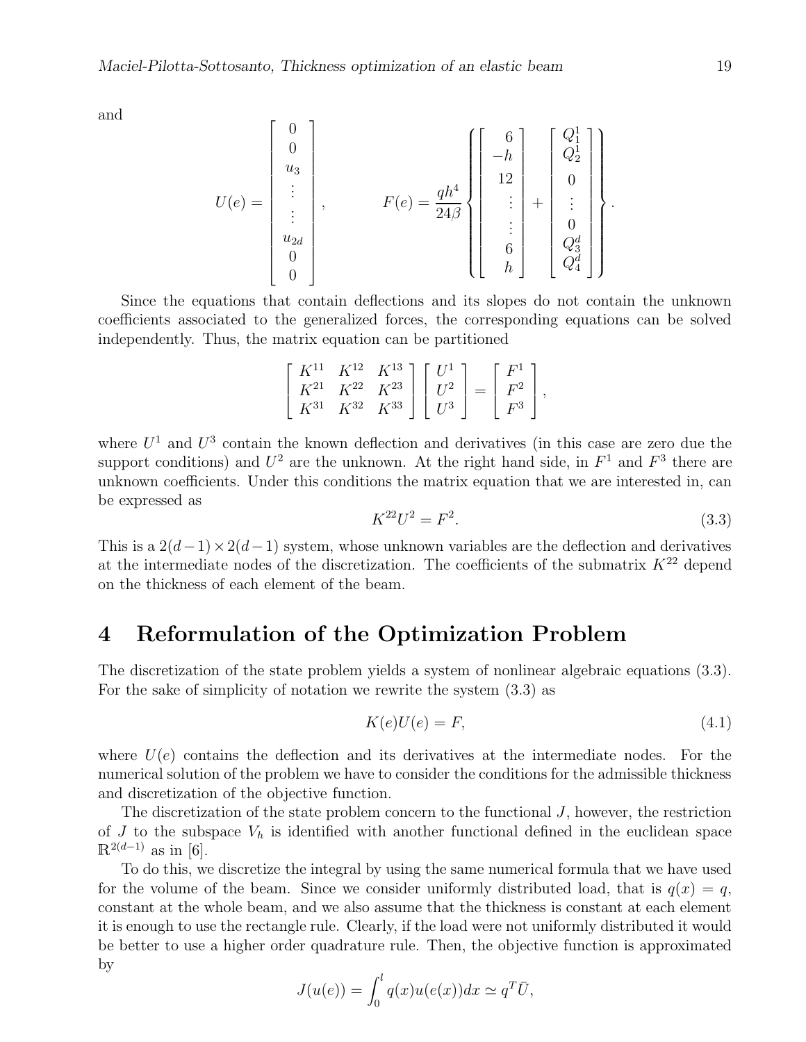and

$$
U(e) = \begin{bmatrix} 0 \\ 0 \\ u_3 \\ \vdots \\ \vdots \\ u_{2d} \\ 0 \\ 0 \end{bmatrix}, \qquad F(e) = \frac{qh^4}{24\beta} \left\{ \begin{bmatrix} 6 \\ -h \\ 12 \\ \vdots \\ \vdots \\ 6 \\ h \end{bmatrix} + \begin{bmatrix} Q_1^1 \\ Q_2^1 \\ 0 \\ \vdots \\ 0 \\ Q_3^d \\ Q_4^d \end{bmatrix} \right\}.
$$

Since the equations that contain deflections and its slopes do not contain the unknown coefficients associated to the generalized forces, the corresponding equations can be solved independently. Thus, the matrix equation can be partitioned

$$
\begin{bmatrix} K^{11} & K^{12} & K^{13} \\ K^{21} & K^{22} & K^{23} \\ K^{31} & K^{32} & K^{33} \end{bmatrix} \begin{bmatrix} U^1 \\ U^2 \\ U^3 \end{bmatrix} = \begin{bmatrix} F^1 \\ F^2 \\ F^3 \end{bmatrix},
$$

where $U^1$ and $U^3$ contain the known deflection and derivatives (in this case are zero due the support conditions) and $U^2$ are the unknown. At the right hand side, in $F^1$ and $F^3$ there are unknown coefficients. Under this conditions the matrix equation that we are interested in, can be expressed as

$$
K^{22}U^2 = F^2. \tag{3.3}
$$

This is a $2(d-1)\times 2(d-1)$ system, whose unknown variables are the deflection and derivatives at the intermediate nodes of the discretization. The coefficients of the submatrix $K^{22}$ depend on the thickness of each element of the beam.

# 4 Reformulation of the Optimization Problem

The discretization of the state problem yields a system of nonlinear algebraic equations (3.3). For the sake of simplicity of notation we rewrite the system (3.3) as

$$
K(e)U(e) = F, \tag{4.1}
$$

where $U(e)$ contains the deflection and its derivatives at the intermediate nodes. For the numerical solution of the problem we have to consider the conditions for the admissible thickness and discretization of the objective function.

The discretization of the state problem concern to the functional $J$, however, the restriction of $J$ to the subspace $V_h$ is identified with another functional defined in the euclidean space $\mathbb{R}^{2(d-1)}$ as in [6].

To do this, we discretize the integral by using the same numerical formula that we have used for the volume of the beam. Since we consider uniformly distributed load, that is $q(x) = q$, constant at the whole beam, and we also assume that the thickness is constant at each element it is enough to use the rectangle rule. Clearly, if the load were not uniformly distributed it would be better to use a higher order quadrature rule. Then, the objective function is approximated by

$$
J(u(e)) = \int_0^l q(x)u(e(x))dx \simeq q^T\bar{U},
$$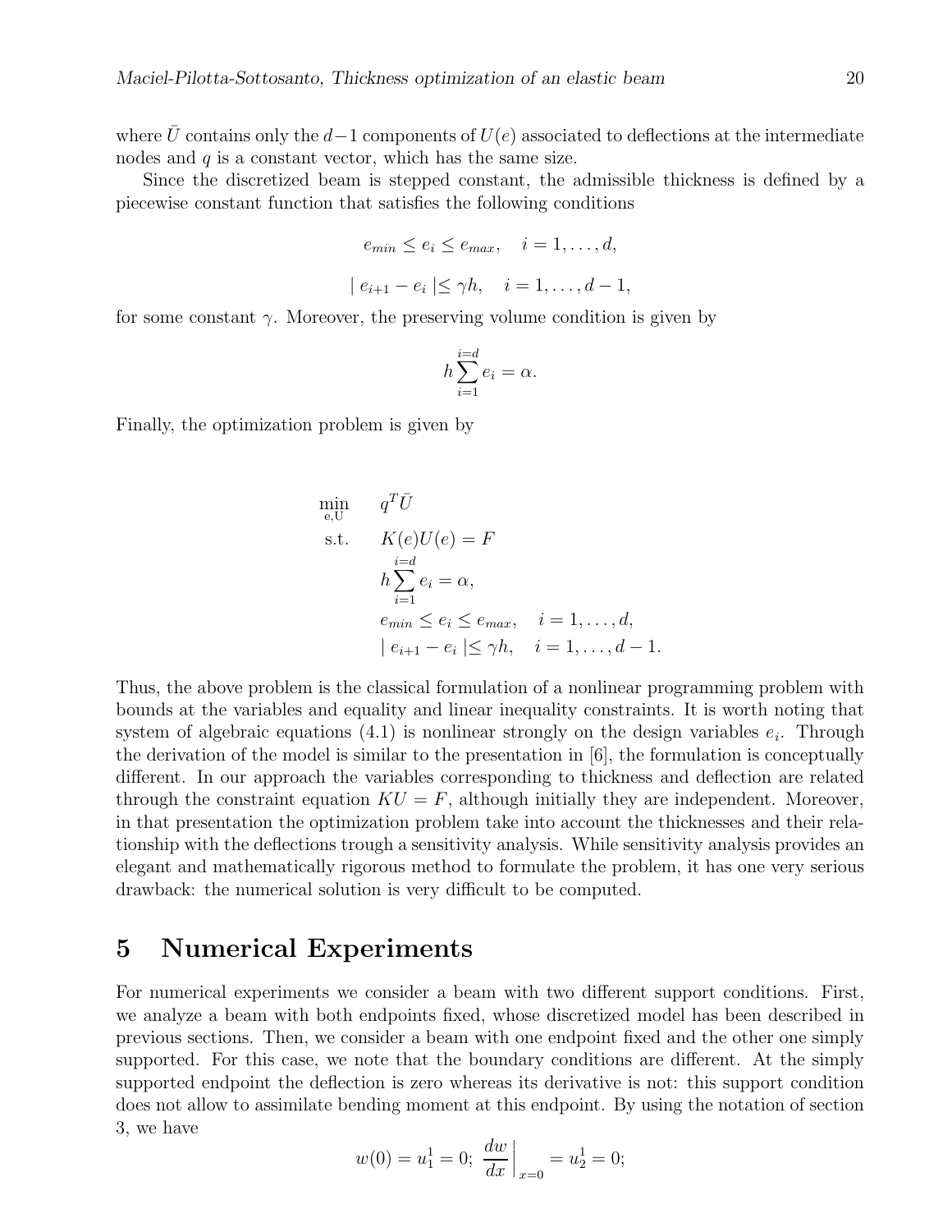where $\bar{U}$ contains only the $d-1$ components of $U(e)$ associated to deflections at the intermediate nodes and $q$ is a constant vector, which has the same size.

Since the discretized beam is stepped constant, the admissible thickness is defined by a piecewise constant function that satisfies the following conditions

$$e_{min} \leq e_i \leq e_{max}, \quad i = 1, \ldots, d,$$

$$\mid e_{i+1} - e_i \mid \leq \gamma h, \quad i = 1, \ldots, d-1,$$

for some constant $\gamma$. Moreover, the preserving volume condition is given by

$$h \sum_{i=1}^{i=d} e_i = \alpha.$$

Finally, the optimization problem is given by

$$\begin{array}{ll} \min\limits_{\text{e,U}} & q^T \bar{U} \\ \text{s.t.} & K(e)U(e) = F \\ & h \sum\limits_{i=1}^{i=d} e_i = \alpha, \\ & e_{min} \leq e_i \leq e_{max}, \quad i = 1, \ldots, d, \\ & \mid e_{i+1} - e_i \mid \leq \gamma h, \quad i = 1, \ldots, d-1. \end{array}$$

Thus, the above problem is the classical formulation of a nonlinear programming problem with bounds at the variables and equality and linear inequality constraints. It is worth noting that system of algebraic equations (4.1) is nonlinear strongly on the design variables $e_i$. Through the derivation of the model is similar to the presentation in [6], the formulation is conceptually different. In our approach the variables corresponding to thickness and deflection are related through the constraint equation $KU = F$, although initially they are independent. Moreover, in that presentation the optimization problem take into account the thicknesses and their relationship with the deflections trough a sensitivity analysis. While sensitivity analysis provides an elegant and mathematically rigorous method to formulate the problem, it has one very serious drawback: the numerical solution is very difficult to be computed.

# 5 Numerical Experiments

For numerical experiments we consider a beam with two different support conditions. First, we analyze a beam with both endpoints fixed, whose discretized model has been described in previous sections. Then, we consider a beam with one endpoint fixed and the other one simply supported. For this case, we note that the boundary conditions are different. At the simply supported endpoint the deflection is zero whereas its derivative is not: this support condition does not allow to assimilate bending moment at this endpoint. By using the notation of section 3, we have

$$w(0) = u_1^1 = 0; \ \left.\frac{dw}{dx}\right|_{x=0} = u_2^1 = 0;$$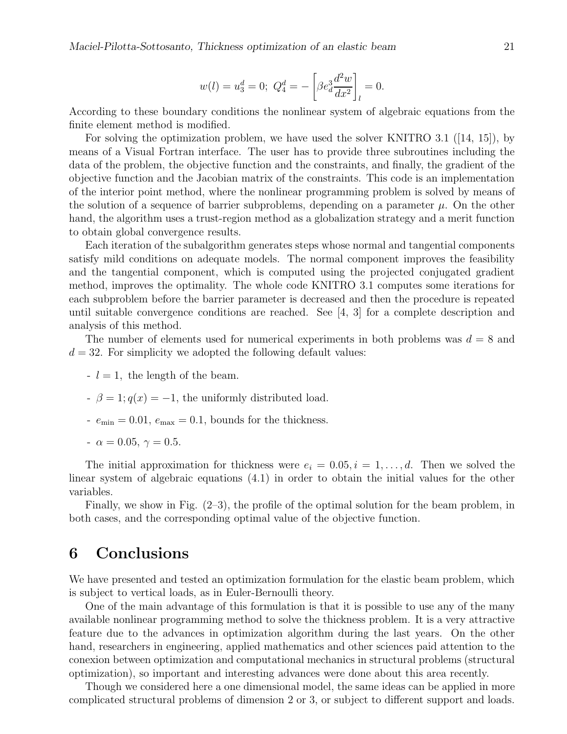$$w(l) = u_3^d = 0;\ Q_4^d = -\left[\beta e_d^3 \frac{d^2 w}{dx^2}\right]_l = 0.$$

According to these boundary conditions the nonlinear system of algebraic equations from the finite element method is modified.

For solving the optimization problem, we have used the solver KNITRO 3.1 ([14, 15]), by means of a Visual Fortran interface. The user has to provide three subroutines including the data of the problem, the objective function and the constraints, and finally, the gradient of the objective function and the Jacobian matrix of the constraints. This code is an implementation of the interior point method, where the nonlinear programming problem is solved by means of the solution of a sequence of barrier subproblems, depending on a parameter $\mu$. On the other hand, the algorithm uses a trust-region method as a globalization strategy and a merit function to obtain global convergence results.

Each iteration of the subalgorithm generates steps whose normal and tangential components satisfy mild conditions on adequate models. The normal component improves the feasibility and the tangential component, which is computed using the projected conjugated gradient method, improves the optimality. The whole code KNITRO 3.1 computes some iterations for each subproblem before the barrier parameter is decreased and then the procedure is repeated until suitable convergence conditions are reached. See [4, 3] for a complete description and analysis of this method.

The number of elements used for numerical experiments in both problems was $d = 8$ and $d = 32$. For simplicity we adopted the following default values:

- $l = 1$, the length of the beam.
- $\beta = 1; q(x) = -1$, the uniformly distributed load.
- $e_{\min} = 0.01$, $e_{\max} = 0.1$, bounds for the thickness.
- $\alpha = 0.05$, $\gamma = 0.5$.

The initial approximation for thickness were $e_i = 0.05, i = 1, \ldots, d$. Then we solved the linear system of algebraic equations (4.1) in order to obtain the initial values for the other variables.

Finally, we show in Fig. (2–3), the profile of the optimal solution for the beam problem, in both cases, and the corresponding optimal value of the objective function.

## 6 Conclusions

We have presented and tested an optimization formulation for the elastic beam problem, which is subject to vertical loads, as in Euler-Bernoulli theory.

One of the main advantage of this formulation is that it is possible to use any of the many available nonlinear programming method to solve the thickness problem. It is a very attractive feature due to the advances in optimization algorithm during the last years. On the other hand, researchers in engineering, applied mathematics and other sciences paid attention to the conexion between optimization and computational mechanics in structural problems (structural optimization), so important and interesting advances were done about this area recently.

Though we considered here a one dimensional model, the same ideas can be applied in more complicated structural problems of dimension 2 or 3, or subject to different support and loads.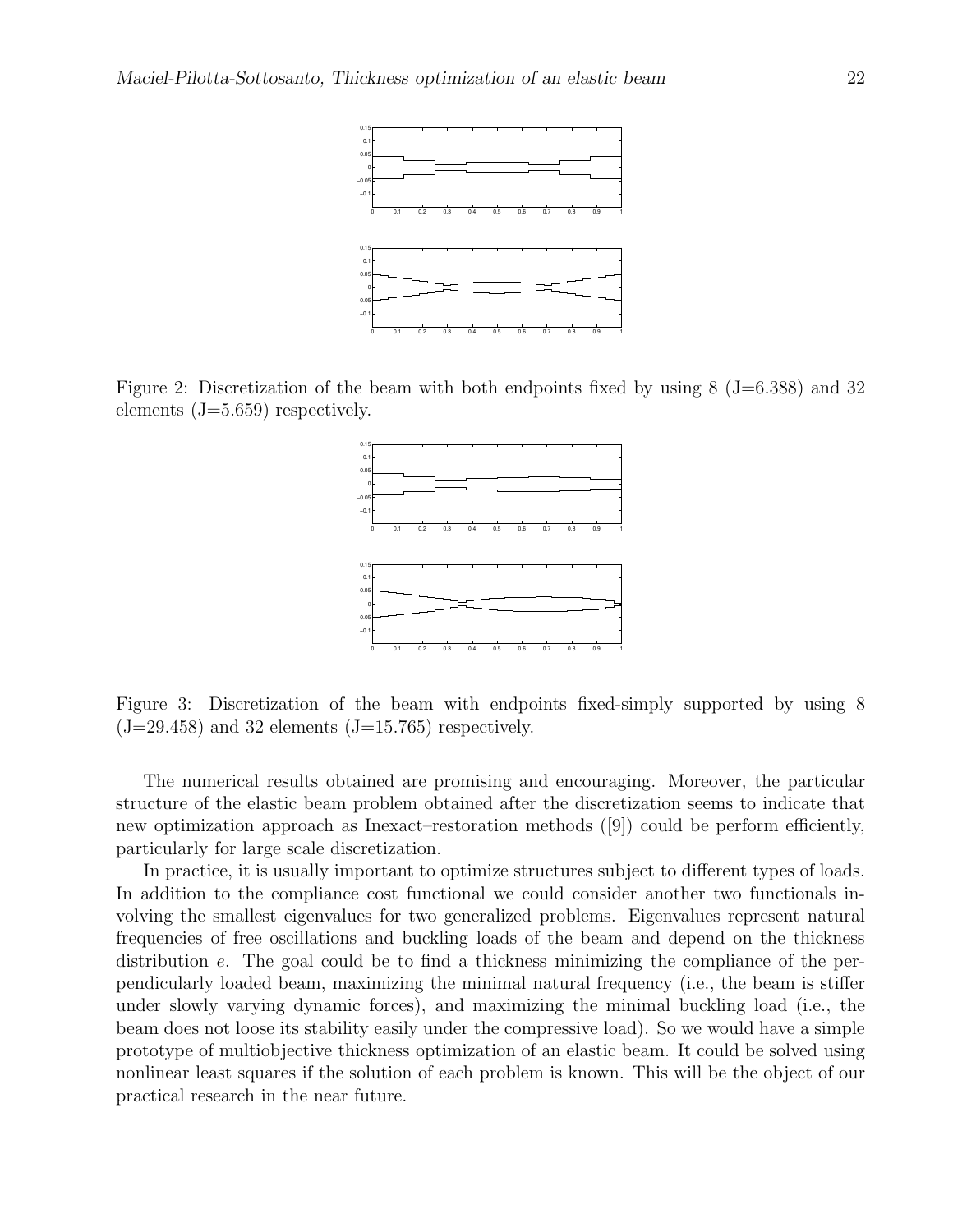Figure 2: Discretization of the beam with both endpoints fixed by using 8 (J=6.388) and 32 elements (J=5.659) respectively.

Figure 3: Discretization of the beam with endpoints fixed-simply supported by using 8 (J=29.458) and 32 elements (J=15.765) respectively.

The numerical results obtained are promising and encouraging. Moreover, the particular structure of the elastic beam problem obtained after the discretization seems to indicate that new optimization approach as Inexact–restoration methods ([9]) could be perform efficiently, particularly for large scale discretization.

In practice, it is usually important to optimize structures subject to different types of loads. In addition to the compliance cost functional we could consider another two functionals involving the smallest eigenvalues for two generalized problems. Eigenvalues represent natural frequencies of free oscillations and buckling loads of the beam and depend on the thickness distribution $e$. The goal could be to find a thickness minimizing the compliance of the perpendicularly loaded beam, maximizing the minimal natural frequency (i.e., the beam is stiffer under slowly varying dynamic forces), and maximizing the minimal buckling load (i.e., the beam does not loose its stability easily under the compressive load). So we would have a simple prototype of multiobjective thickness optimization of an elastic beam. It could be solved using nonlinear least squares if the solution of each problem is known. This will be the object of our practical research in the near future.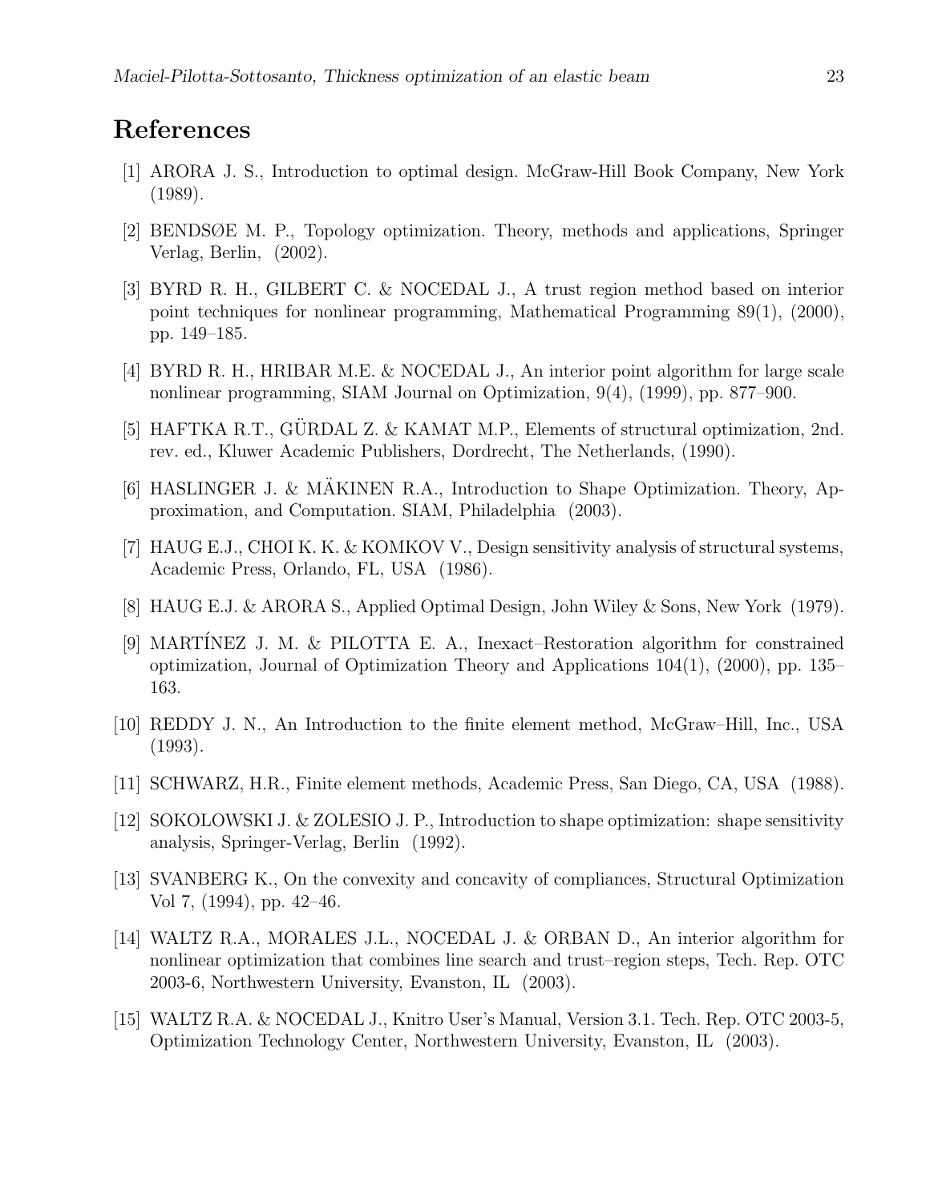## References

[1] ARORA J. S., Introduction to optimal design. McGraw-Hill Book Company, New York (1989).

[2] BENDSØE M. P., Topology optimization. Theory, methods and applications, Springer Verlag, Berlin, (2002).

[3] BYRD R. H., GILBERT C. & NOCEDAL J., A trust region method based on interior point techniques for nonlinear programming, Mathematical Programming 89(1), (2000), pp. 149–185.

[4] BYRD R. H., HRIBAR M.E. & NOCEDAL J., An interior point algorithm for large scale nonlinear programming, SIAM Journal on Optimization, 9(4), (1999), pp. 877–900.

[5] HAFTKA R.T., GÜRDAL Z. & KAMAT M.P., Elements of structural optimization, 2nd. rev. ed., Kluwer Academic Publishers, Dordrecht, The Netherlands, (1990).

[6] HASLINGER J. & MÄKINEN R.A., Introduction to Shape Optimization. Theory, Approximation, and Computation. SIAM, Philadelphia (2003).

[7] HAUG E.J., CHOI K. K. & KOMKOV V., Design sensitivity analysis of structural systems, Academic Press, Orlando, FL, USA (1986).

[8] HAUG E.J. & ARORA S., Applied Optimal Design, John Wiley & Sons, New York (1979).

[9] MARTÍNEZ J. M. & PILOTTA E. A., Inexact–Restoration algorithm for constrained optimization, Journal of Optimization Theory and Applications 104(1), (2000), pp. 135–163.

[10] REDDY J. N., An Introduction to the finite element method, McGraw–Hill, Inc., USA (1993).

[11] SCHWARZ, H.R., Finite element methods, Academic Press, San Diego, CA, USA (1988).

[12] SOKOLOWSKI J. & ZOLESIO J. P., Introduction to shape optimization: shape sensitivity analysis, Springer-Verlag, Berlin (1992).

[13] SVANBERG K., On the convexity and concavity of compliances, Structural Optimization Vol 7, (1994), pp. 42–46.

[14] WALTZ R.A., MORALES J.L., NOCEDAL J. & ORBAN D., An interior algorithm for nonlinear optimization that combines line search and trust–region steps, Tech. Rep. OTC 2003-6, Northwestern University, Evanston, IL (2003).

[15] WALTZ R.A. & NOCEDAL J., Knitro User's Manual, Version 3.1. Tech. Rep. OTC 2003-5, Optimization Technology Center, Northwestern University, Evanston, IL (2003).